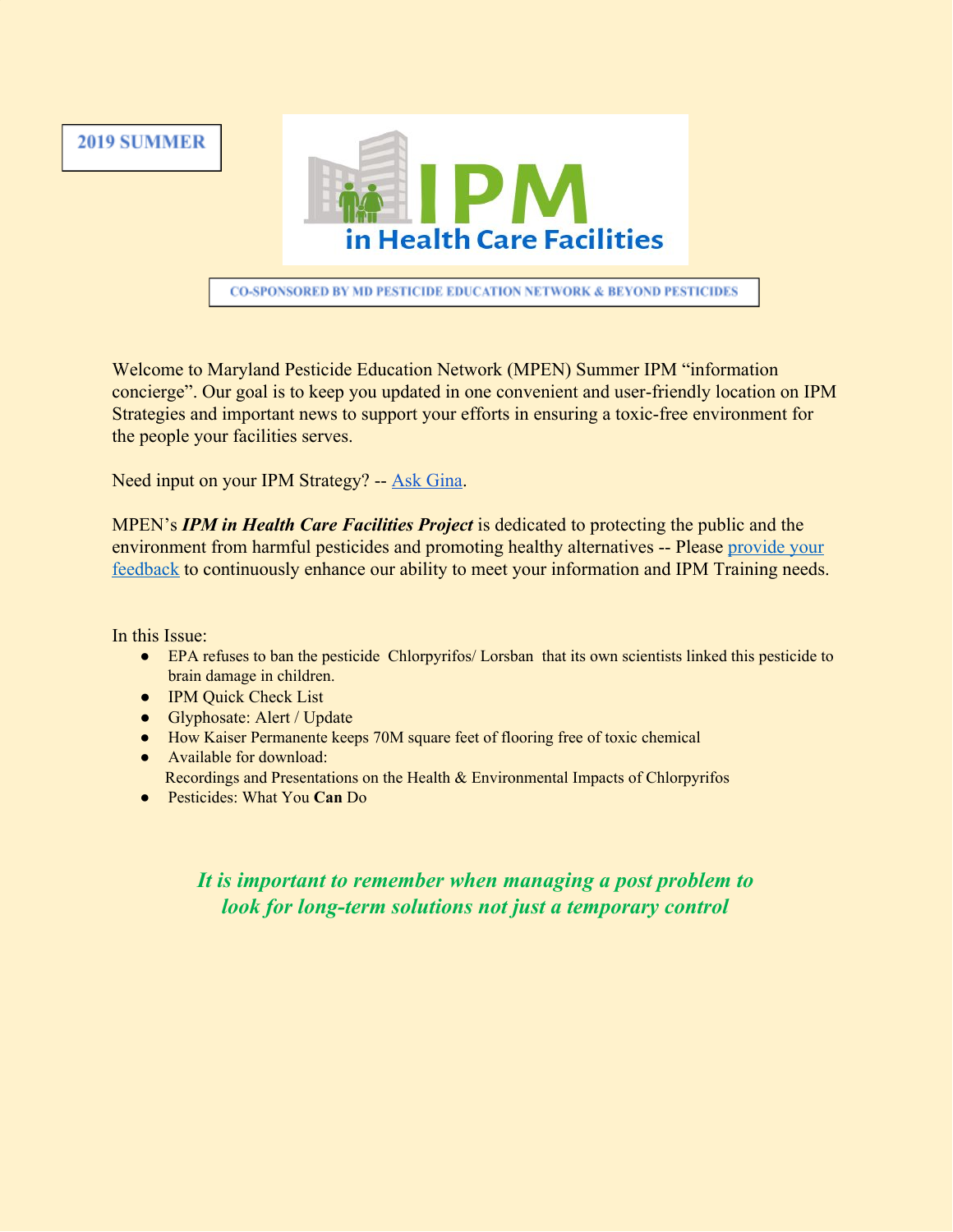2019 SUMMER

# IPM in Health Care Facilities

CO-SPONSORED BY MD PESTICIDE EDUCATION NETWORK & BEYOND PESTICIDES

Welcome to Maryland Pesticide Education Network (MPEN) Summer IPM "information concierge". Our goal is to keep you updated in one convenient and user-friendly location on IPM Strategies and important news to support your efforts in ensuring a toxic-free environment for the people your facilities serves.

Need input on your IPM Strategy? -- Ask Gina.

MPEN's ***IPM in Health Care Facilities Project*** is dedicated to protecting the public and the environment from harmful pesticides and promoting healthy alternatives -- Please provide your feedback to continuously enhance our ability to meet your information and IPM Training needs.

In this Issue:

- EPA refuses to ban the pesticide Chlorpyrifos/ Lorsban that its own scientists linked this pesticide to brain damage in children.
- IPM Quick Check List
- Glyphosate: Alert / Update
- How Kaiser Permanente keeps 70M square feet of flooring free of toxic chemical
- Available for download:
  Recordings and Presentations on the Health & Environmental Impacts of Chlorpyrifos
- Pesticides: What You **Can** Do

***It is important to remember when managing a post problem to look for long-term solutions not just a temporary control***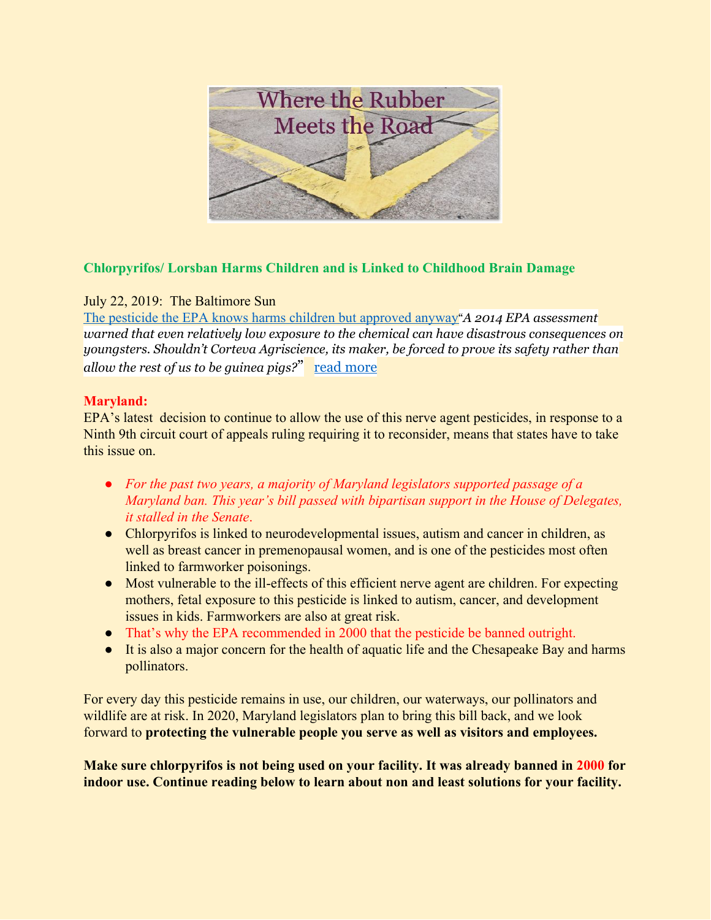## Chlorpyrifos/ Lorsban Harms Children and is Linked to Childhood Brain Damage

July 22, 2019: The Baltimore Sun

The pesticide the EPA knows harms children but approved anyway"*A 2014 EPA assessment warned that even relatively low exposure to the chemical can have disastrous consequences on youngsters. Shouldn't Corteva Agriscience, its maker, be forced to prove its safety rather than allow the rest of us to be guinea pigs?*" read more

**Maryland:**

EPA's latest decision to continue to allow the use of this nerve agent pesticides, in response to a Ninth 9th circuit court of appeals ruling requiring it to reconsider, means that states have to take this issue on.

- *For the past two years, a majority of Maryland legislators supported passage of a Maryland ban. This year's bill passed with bipartisan support in the House of Delegates, it stalled in the Senate.*
- Chlorpyrifos is linked to neurodevelopmental issues, autism and cancer in children, as well as breast cancer in premenopausal women, and is one of the pesticides most often linked to farmworker poisonings.
- Most vulnerable to the ill-effects of this efficient nerve agent are children. For expecting mothers, fetal exposure to this pesticide is linked to autism, cancer, and development issues in kids. Farmworkers are also at great risk.
- That's why the EPA recommended in 2000 that the pesticide be banned outright.
- It is also a major concern for the health of aquatic life and the Chesapeake Bay and harms pollinators.

For every day this pesticide remains in use, our children, our waterways, our pollinators and wildlife are at risk. In 2020, Maryland legislators plan to bring this bill back, and we look forward to **protecting the vulnerable people you serve as well as visitors and employees.**

**Make sure chlorpyrifos is not being used on your facility. It was already banned in 2000 for indoor use. Continue reading below to learn about non and least solutions for your facility.**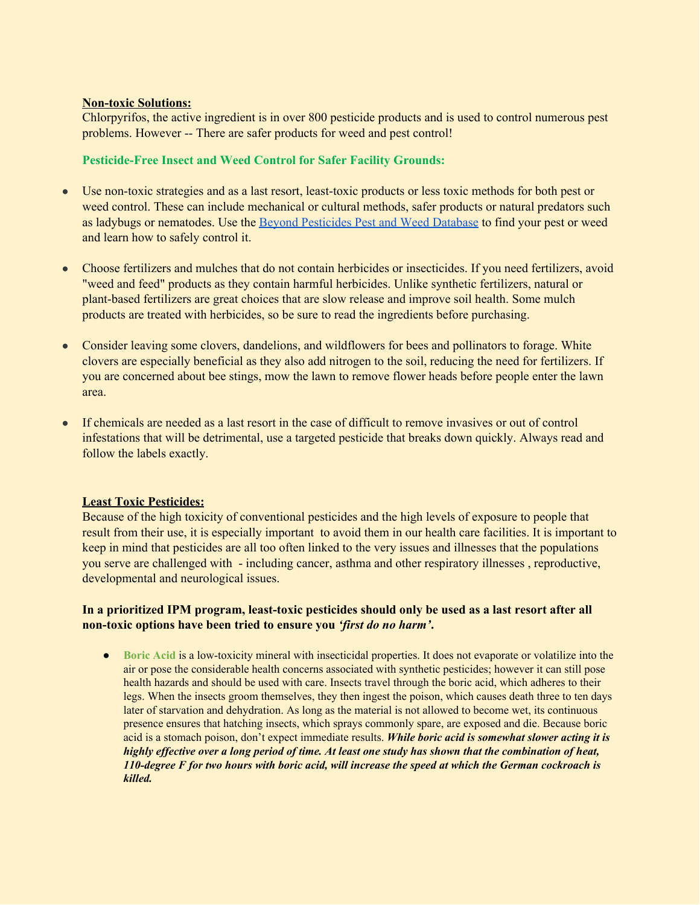**Non-toxic Solutions:**

Chlorpyrifos, the active ingredient is in over 800 pesticide products and is used to control numerous pest problems. However -- There are safer products for weed and pest control!

**Pesticide-Free Insect and Weed Control for Safer Facility Grounds:**

- Use non-toxic strategies and as a last resort, least-toxic products or less toxic methods for both pest or weed control. These can include mechanical or cultural methods, safer products or natural predators such as ladybugs or nematodes. Use the [Beyond Pesticides Pest and Weed Database](Beyond Pesticides Pest and Weed Database) to find your pest or weed and learn how to safely control it.

- Choose fertilizers and mulches that do not contain herbicides or insecticides. If you need fertilizers, avoid "weed and feed" products as they contain harmful herbicides. Unlike synthetic fertilizers, natural or plant-based fertilizers are great choices that are slow release and improve soil health. Some mulch products are treated with herbicides, so be sure to read the ingredients before purchasing.

- Consider leaving some clovers, dandelions, and wildflowers for bees and pollinators to forage. White clovers are especially beneficial as they also add nitrogen to the soil, reducing the need for fertilizers. If you are concerned about bee stings, mow the lawn to remove flower heads before people enter the lawn area.

- If chemicals are needed as a last resort in the case of difficult to remove invasives or out of control infestations that will be detrimental, use a targeted pesticide that breaks down quickly. Always read and follow the labels exactly.

**Least Toxic Pesticides:**

Because of the high toxicity of conventional pesticides and the high levels of exposure to people that result from their use, it is especially important to avoid them in our health care facilities. It is important to keep in mind that pesticides are all too often linked to the very issues and illnesses that the populations you serve are challenged with - including cancer, asthma and other respiratory illnesses , reproductive, developmental and neurological issues.

**In a prioritized IPM program, least-toxic pesticides should only be used as a last resort after all non-toxic options have been tried to ensure you *'first do no harm'*.**

- **Boric Acid** is a low-toxicity mineral with insecticidal properties. It does not evaporate or volatilize into the air or pose the considerable health concerns associated with synthetic pesticides; however it can still pose health hazards and should be used with care. Insects travel through the boric acid, which adheres to their legs. When the insects groom themselves, they then ingest the poison, which causes death three to ten days later of starvation and dehydration. As long as the material is not allowed to become wet, its continuous presence ensures that hatching insects, which sprays commonly spare, are exposed and die. Because boric acid is a stomach poison, don't expect immediate results. ***While boric acid is somewhat slower acting it is highly effective over a long period of time. At least one study has shown that the combination of heat, 110-degree F for two hours with boric acid, will increase the speed at which the German cockroach is killed.***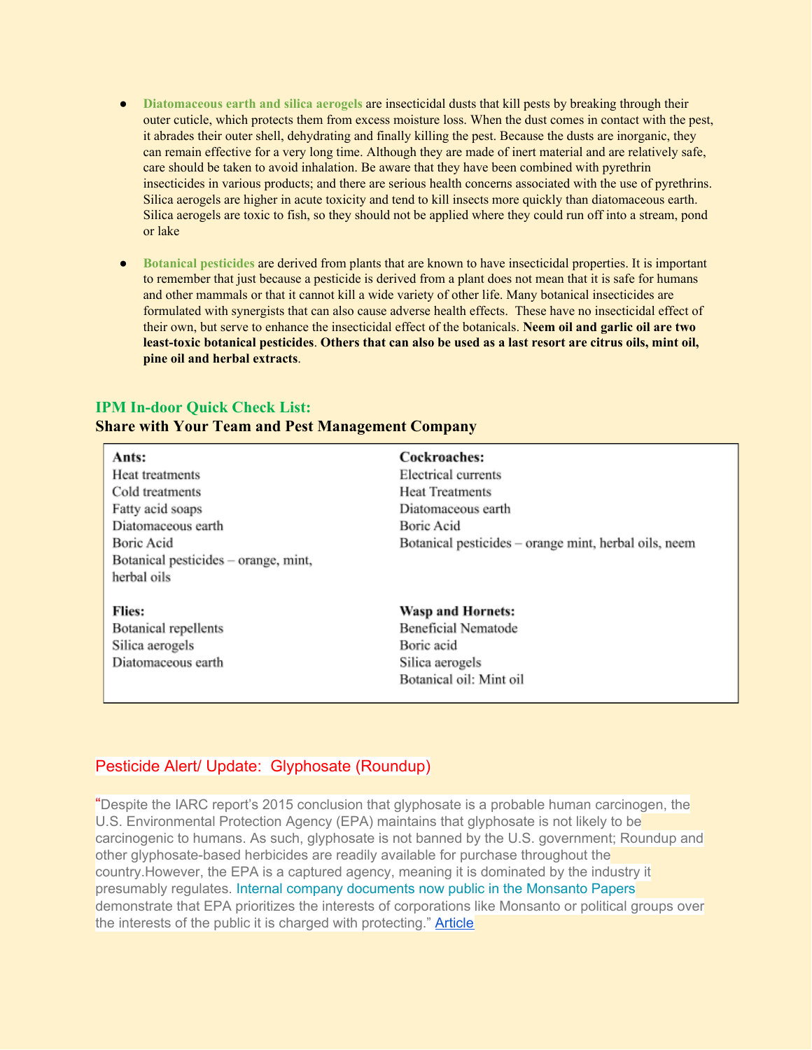- **Diatomaceous earth and silica aerogels** are insecticidal dusts that kill pests by breaking through their outer cuticle, which protects them from excess moisture loss. When the dust comes in contact with the pest, it abrades their outer shell, dehydrating and finally killing the pest. Because the dusts are inorganic, they can remain effective for a very long time. Although they are made of inert material and are relatively safe, care should be taken to avoid inhalation. Be aware that they have been combined with pyrethrin insecticides in various products; and there are serious health concerns associated with the use of pyrethrins. Silica aerogels are higher in acute toxicity and tend to kill insects more quickly than diatomaceous earth. Silica aerogels are toxic to fish, so they should not be applied where they could run off into a stream, pond or lake

- **Botanical pesticides** are derived from plants that are known to have insecticidal properties. It is important to remember that just because a pesticide is derived from a plant does not mean that it is safe for humans and other mammals or that it cannot kill a wide variety of other life. Many botanical insecticides are formulated with synergists that can also cause adverse health effects. These have no insecticidal effect of their own, but serve to enhance the insecticidal effect of the botanicals. **Neem oil and garlic oil are two least-toxic botanical pesticides**. **Others that can also be used as a last resort are citrus oils, mint oil, pine oil and herbal extracts**.

## IPM In-door Quick Check List:

### Share with Your Team and Pest Management Company

| **Ants:** | **Cockroaches:** |
|---|---|
| Heat treatments<br>Cold treatments<br>Fatty acid soaps<br>Diatomaceous earth<br>Boric Acid<br>Botanical pesticides – orange, mint, herbal oils | Electrical currents<br>Heat Treatments<br>Diatomaceous earth<br>Boric Acid<br>Botanical pesticides – orange mint, herbal oils, neem |
| **Flies:** | **Wasp and Hornets:** |
| Botanical repellents<br>Silica aerogels<br>Diatomaceous earth | Beneficial Nematode<br>Boric acid<br>Silica aerogels<br>Botanical oil: Mint oil |

## Pesticide Alert/ Update: Glyphosate (Roundup)

"Despite the IARC report's 2015 conclusion that glyphosate is a probable human carcinogen, the U.S. Environmental Protection Agency (EPA) maintains that glyphosate is not likely to be carcinogenic to humans. As such, glyphosate is not banned by the U.S. government; Roundup and other glyphosate-based herbicides are readily available for purchase throughout the country.However, the EPA is a captured agency, meaning it is dominated by the industry it presumably regulates. Internal company documents now public in the Monsanto Papers demonstrate that EPA prioritizes the interests of corporations like Monsanto or political groups over the interests of the public it is charged with protecting." Article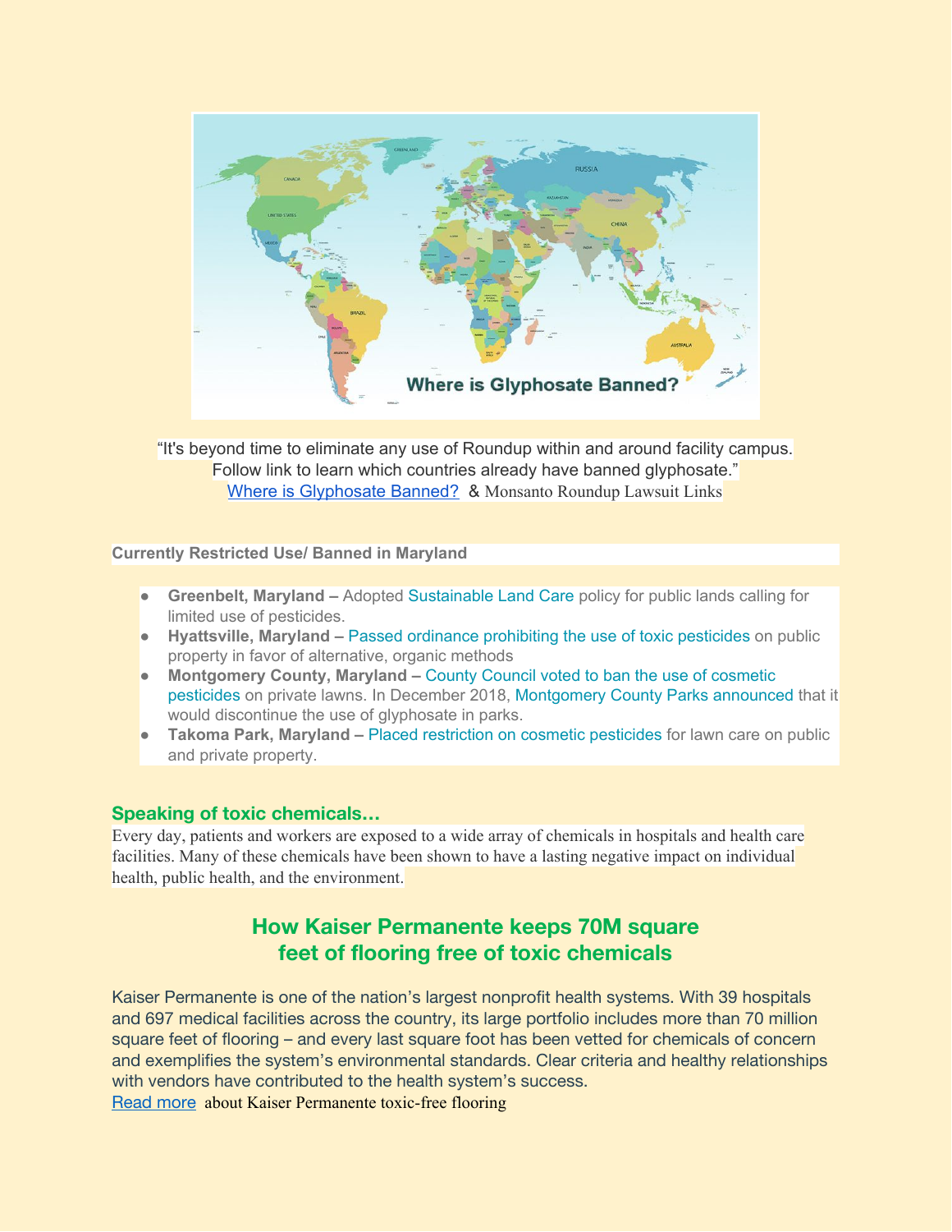"It's beyond time to eliminate any use of Roundup within and around facility campus. Follow link to learn which countries already have banned glyphosate."
Where is Glyphosate Banned? & Monsanto Roundup Lawsuit Links

**Currently Restricted Use/ Banned in Maryland**

- **Greenbelt, Maryland –** Adopted Sustainable Land Care policy for public lands calling for limited use of pesticides.
- **Hyattsville, Maryland –** Passed ordinance prohibiting the use of toxic pesticides on public property in favor of alternative, organic methods
- **Montgomery County, Maryland –** County Council voted to ban the use of cosmetic pesticides on private lawns. In December 2018, Montgomery County Parks announced that it would discontinue the use of glyphosate in parks.
- **Takoma Park, Maryland –** Placed restriction on cosmetic pesticides for lawn care on public and private property.

## Speaking of toxic chemicals…

Every day, patients and workers are exposed to a wide array of chemicals in hospitals and health care facilities. Many of these chemicals have been shown to have a lasting negative impact on individual health, public health, and the environment.

## How Kaiser Permanente keeps 70M square feet of flooring free of toxic chemicals

Kaiser Permanente is one of the nation's largest nonprofit health systems. With 39 hospitals and 697 medical facilities across the country, its large portfolio includes more than 70 million square feet of flooring – and every last square foot has been vetted for chemicals of concern and exemplifies the system's environmental standards. Clear criteria and healthy relationships with vendors have contributed to the health system's success.
Read more about Kaiser Permanente toxic-free flooring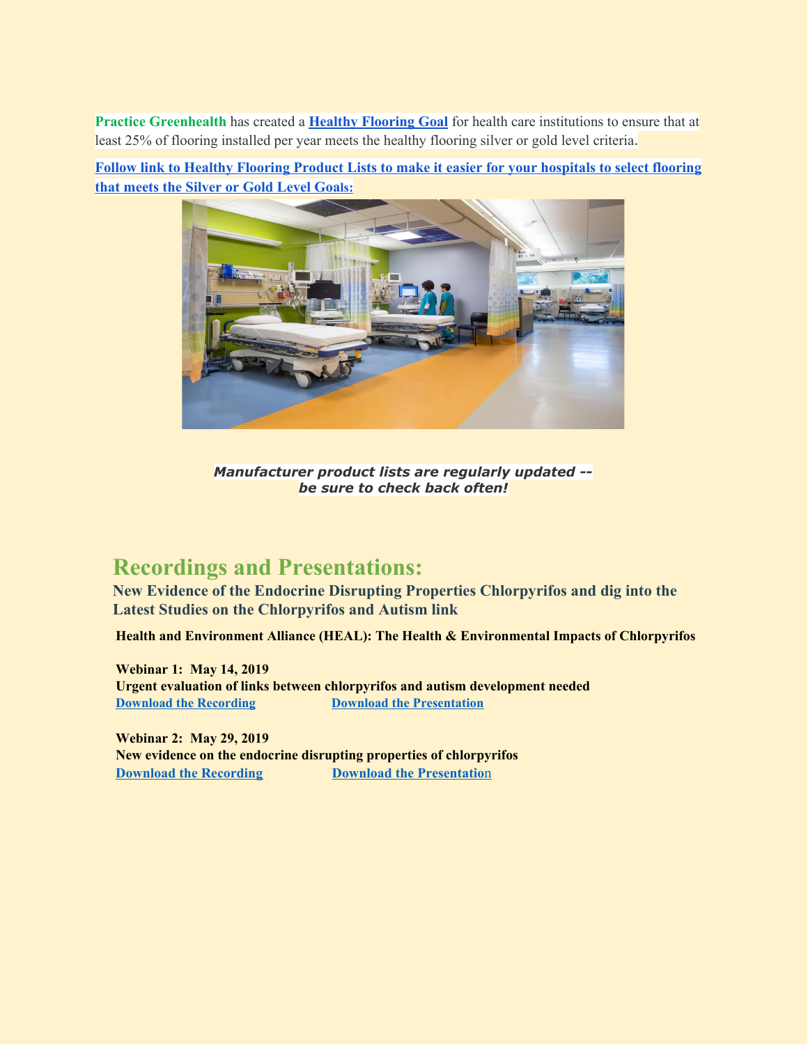**Practice Greenhealth** has created a **[Healthy Flooring Goal]** for health care institutions to ensure that at least 25% of flooring installed per year meets the healthy flooring silver or gold level criteria.

**[Follow link to Healthy Flooring Product Lists to make it easier for your hospitals to select flooring that meets the Silver or Gold Level Goals:]**

***Manufacturer product lists are regularly updated -- be sure to check back often!***

# Recordings and Presentations:

## New Evidence of the Endocrine Disrupting Properties Chlorpyrifos and dig into the Latest Studies on the Chlorpyrifos and Autism link

**Health and Environment Alliance (HEAL): The Health & Environmental Impacts of Chlorpyrifos**

**Webinar 1: May 14, 2019**
**Urgent evaluation of links between chlorpyrifos and autism development needed**
**[Download the Recording]** **[Download the Presentation]**

**Webinar 2: May 29, 2019**
**New evidence on the endocrine disrupting properties of chlorpyrifos**
**[Download the Recording]** **[Download the Presentation]**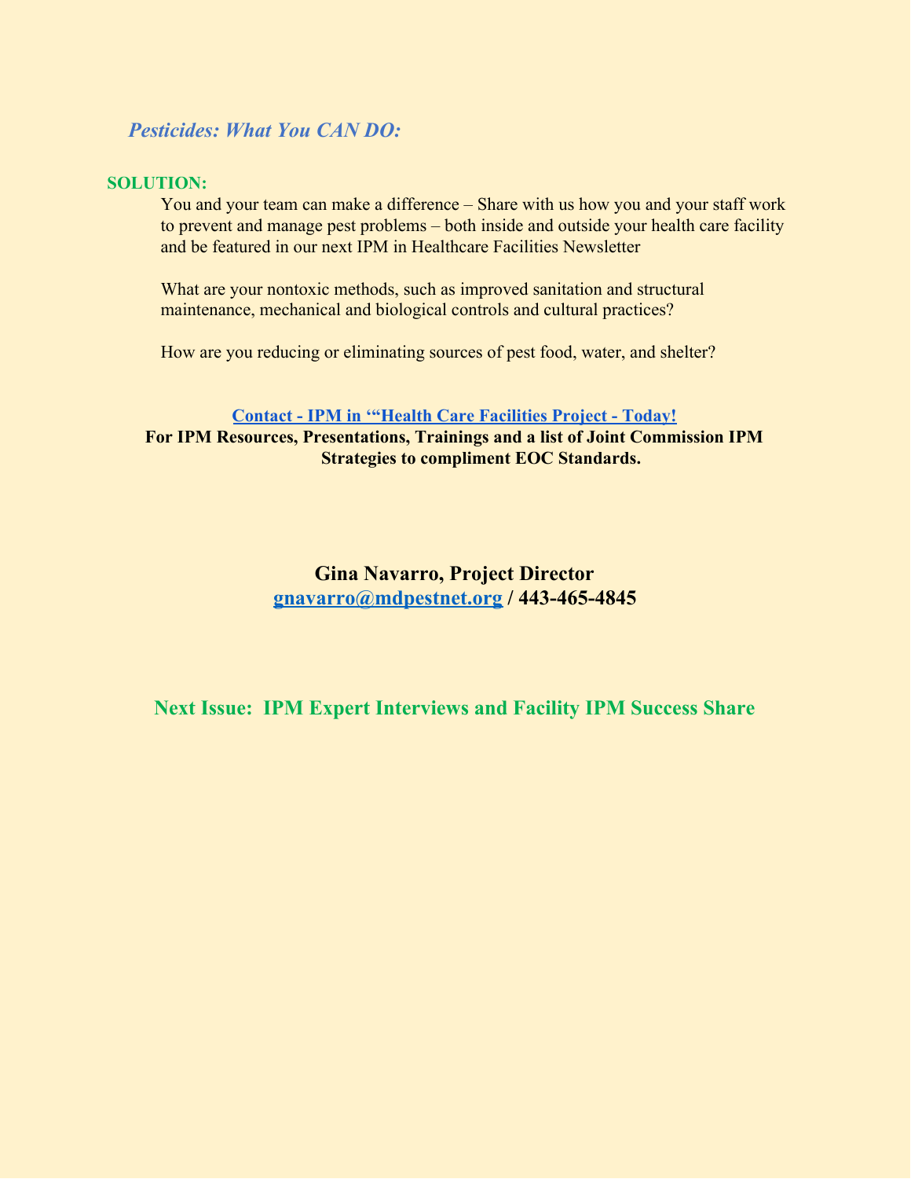## *Pesticides: What You CAN DO:*

**SOLUTION:**

You and your team can make a difference – Share with us how you and your staff work to prevent and manage pest problems – both inside and outside your health care facility and be featured in our next IPM in Healthcare Facilities Newsletter

What are your nontoxic methods, such as improved sanitation and structural maintenance, mechanical and biological controls and cultural practices?

How are you reducing or eliminating sources of pest food, water, and shelter?

**Contact - IPM in '"Health Care Facilities Project - Today!**

**For IPM Resources, Presentations, Trainings and a list of Joint Commission IPM Strategies to compliment EOC Standards.**

**Gina Navarro, Project Director**

**gnavarro@mdpestnet.org / 443-465-4845**

**Next Issue: IPM Expert Interviews and Facility IPM Success Share**